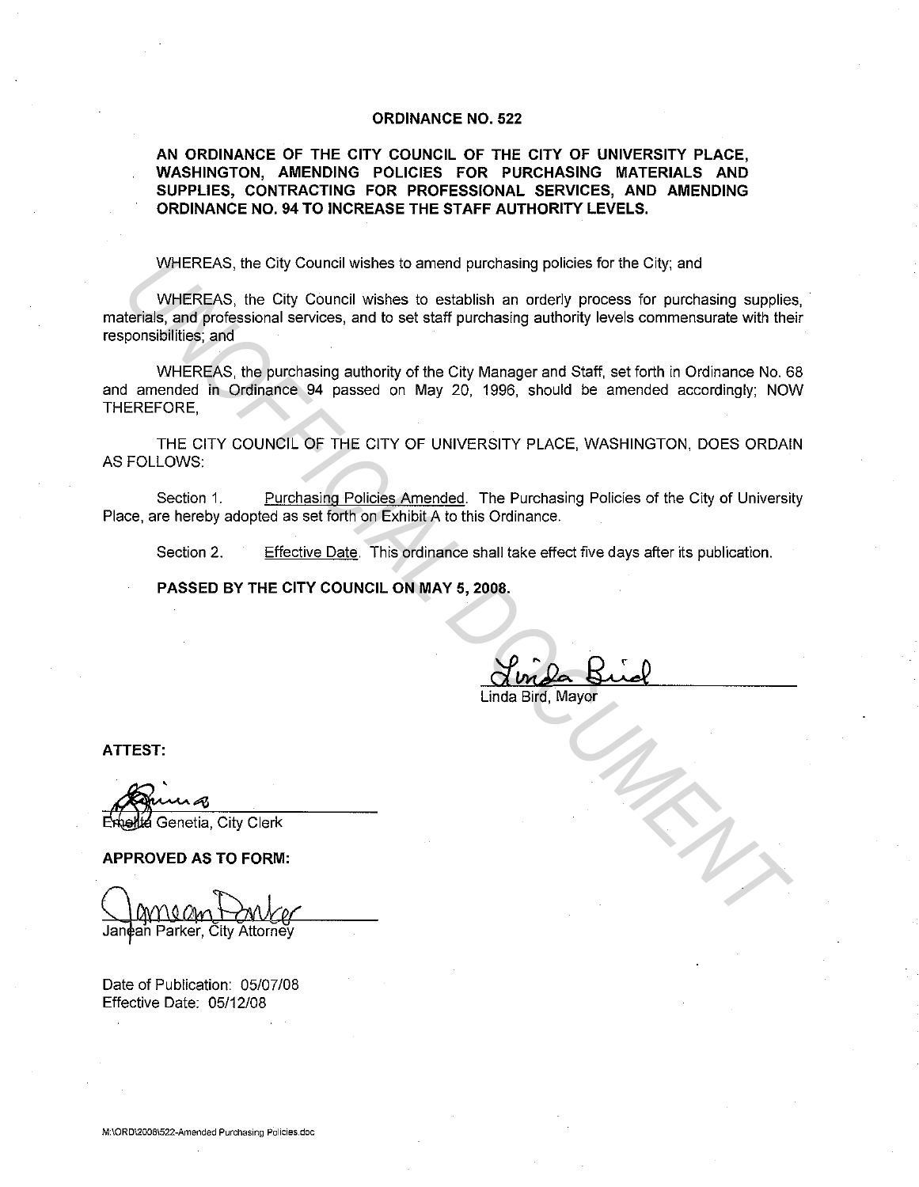# ORDINANCE NO. 522

**AN ORDINANCE OF THE CITY COUNCIL OF THE CITY OF UNIVERSITY PLACE, WASHINGTON, AMENDING POLICIES FOR PURCHASING MATERIALS AND SUPPLIES, CONTRACTING FOR PROFESSIONAL SERVICES, AND AMENDING ORDINANCE NO. 94 TO INCREASE THE STAFF AUTHORITY LEVELS.**

WHEREAS, the City Council wishes to amend purchasing policies for the City; and

WHEREAS, the City Council wishes to establish an orderly process for purchasing supplies, materials, and professional services, and to set staff purchasing authority levels commensurate with their responsibilities; and

WHEREAS, the purchasing authority of the City Manager and Staff, set forth in Ordinance No. 68 and amended in Ordinance 94 passed on May 20, 1996, should be amended accordingly; NOW THEREFORE,

THE CITY COUNCIL OF THE CITY OF UNIVERSITY PLACE, WASHINGTON, DOES ORDAIN AS FOLLOWS:

Section 1. Purchasing Policies Amended. The Purchasing Policies of the City of University Place, are hereby adopted as set forth on Exhibit A to this Ordinance.

Section 2. Effective Date. This ordinance shall take effect five days after its publication.

**PASSED BY THE CITY COUNCIL ON MAY 5, 2008.**

Linda Bird, Mayor

**ATTEST:**

Emelita Genetia, City Clerk

**APPROVED AS TO FORM:**

Janean Parker, City Attorney

Date of Publication: 05/07/08
Effective Date: 05/12/08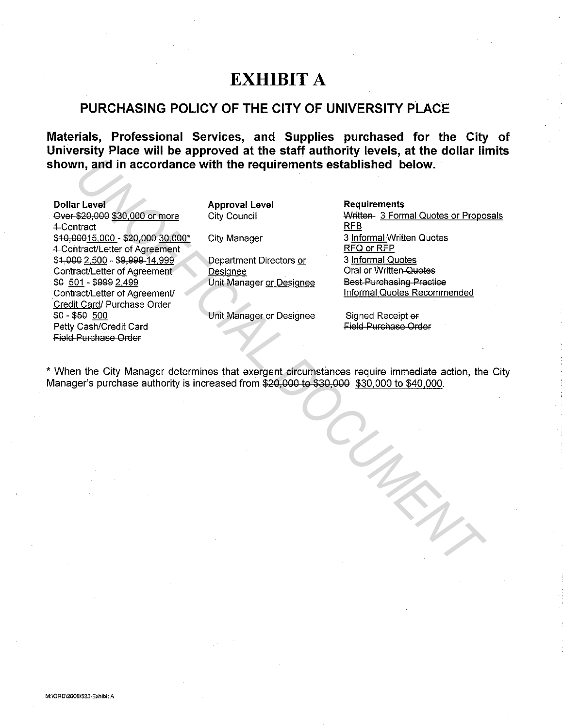# EXHIBIT A

## PURCHASING POLICY OF THE CITY OF UNIVERSITY PLACE

**Materials, Professional Services, and Supplies purchased for the City of University Place will be approved at the staff authority levels, at the dollar limits shown, and in accordance with the requirements established below.**

| Dollar Level | Approval Level | Requirements |
|---|---|---|
| ~~Over $20,000~~ $30,000 or more ~~1~~ Contract | City Council | ~~Written~~ 3 Formal Quotes or Proposals RFB |
| $~~10,000~~15,000 - $~~20,000~~ 30,000* ~~1~~ Contract/Letter of Agreement | City Manager | 3 Informal Written Quotes RFQ or RFP |
| $~~1,000~~ 2,500 - $~~9,999~~ 14,999 Contract/Letter of Agreement | Department Directors or Designee | 3 Informal Quotes Oral or Written ~~Quotes~~ |
| $~~0~~ 501 - $~~999~~ 2,499 Contract/Letter of Agreement/ Credit Card/ Purchase Order | Unit Manager or Designee | ~~Best Purchasing Practice~~ Informal Quotes Recommended |
| $0 - $~~50~~ 500 Petty Cash/Credit Card ~~Field Purchase Order~~ | Unit Manager or Designee | Signed Receipt ~~or Field Purchase Order~~ |

* When the City Manager determines that exergent circumstances require immediate action, the City Manager's purchase authority is increased from ~~$20,000 to $30,000~~ $30,000 to $40,000.

M:\ORD\2008\522-Exhibit A